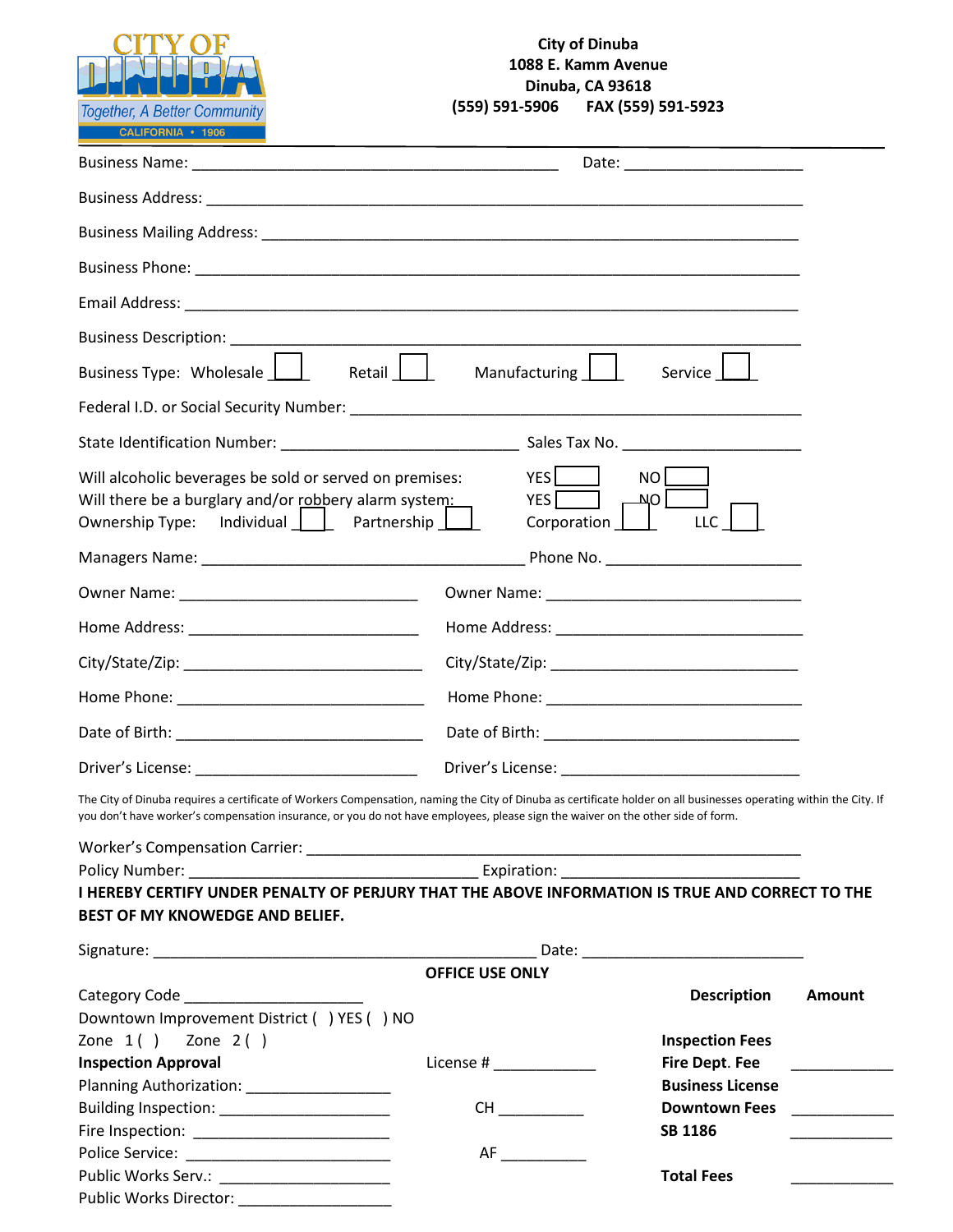City of Dinuba
1088 E. Kamm Avenue
Dinuba, CA 93618
(559) 591-5906 FAX (559) 591-5923

Business Name: ___________________________________________ Date: _____________________

Business Address: ___________________________________________________________________

Business Mailing Address: _____________________________________________________________

Business Phone: ____________________________________________________________________

Email Address: _____________________________________________________________________

Business Description: ________________________________________________________________

Business Type: Wholesale ☐ Retail ☐ Manufacturing ☐ Service ☐

Federal I.D. or Social Security Number: ___________________________________________________

State Identification Number: ____________________________ Sales Tax No. _____________________

Will alcoholic beverages be sold or served on premises: YES ☐ NO ☐
Will there be a burglary and/or robbery alarm system: YES ☐ NO ☐
Ownership Type: Individual ☐ Partnership ☐ Corporation ☐ LLC ☐

Managers Name: ______________________________________ Phone No. _______________________

Owner Name: ____________________________ Owner Name: ______________________________

Home Address: ___________________________ Home Address: _____________________________

City/State/Zip: ____________________________ City/State/Zip: _____________________________

Home Phone: _____________________________ Home Phone: ______________________________

Date of Birth: _____________________________ Date of Birth: ______________________________

Driver's License: __________________________ Driver's License: ____________________________

The City of Dinuba requires a certificate of Workers Compensation, naming the City of Dinuba as certificate holder on all businesses operating within the City. If you don't have worker's compensation insurance, or you do not have employees, please sign the waiver on the other side of form.

Worker's Compensation Carrier: __________________________________________________________

Policy Number: __________________________________ Expiration: ___________________________

**I HEREBY CERTIFY UNDER PENALTY OF PERJURY THAT THE ABOVE INFORMATION IS TRUE AND CORRECT TO THE BEST OF MY KNOWEDGE AND BELIEF.**

Signature: _____________________________________________ Date: __________________________

**OFFICE USE ONLY**

Category Code _____________________

Downtown Improvement District ( ) YES ( ) NO

Zone 1 ( ) Zone 2 ( )

**Inspection Approval**

Planning Authorization: _________________

Building Inspection: ____________________

Fire Inspection: _______________________

Police Service: ________________________

Public Works Serv.: ____________________

Public Works Director: __________________

License # ____________

CH __________

AF __________

| Description | Amount |
|---|---|
| **Inspection Fees** | |
| **Fire Dept. Fee** | ____________ |
| **Business License** | |
| **Downtown Fees** | ____________ |
| **SB 1186** | ____________ |
| **Total Fees** | ____________ |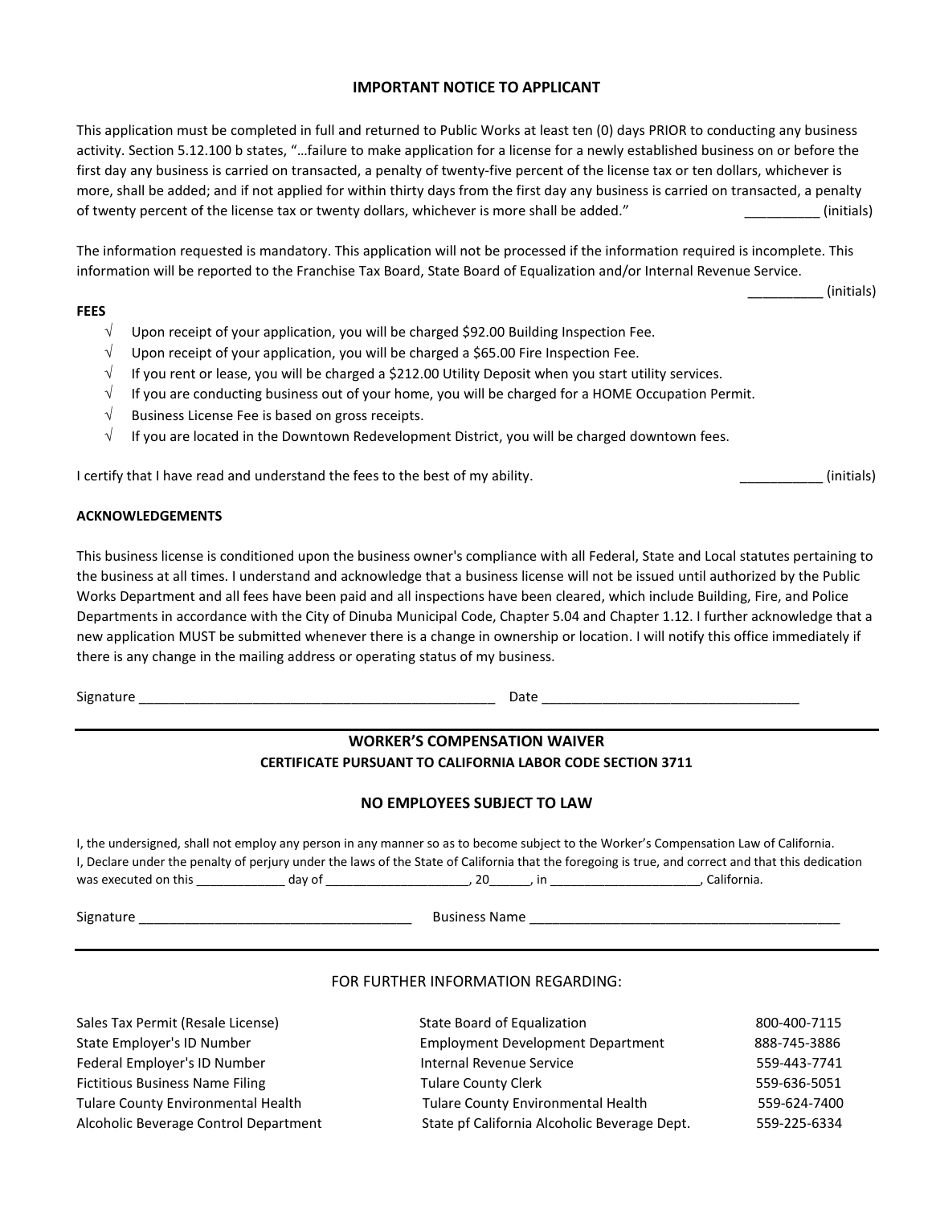## IMPORTANT NOTICE TO APPLICANT

This application must be completed in full and returned to Public Works at least ten (0) days PRIOR to conducting any business activity. Section 5.12.100 b states, "…failure to make application for a license for a newly established business on or before the first day any business is carried on transacted, a penalty of twenty-five percent of the license tax or ten dollars, whichever is more, shall be added; and if not applied for within thirty days from the first day any business is carried on transacted, a penalty of twenty percent of the license tax or twenty dollars, whichever is more shall be added." __________ (initials)

The information requested is mandatory. This application will not be processed if the information required is incomplete. This information will be reported to the Franchise Tax Board, State Board of Equalization and/or Internal Revenue Service.

__________ (initials)

**FEES**

- √ Upon receipt of your application, you will be charged $92.00 Building Inspection Fee.
- √ Upon receipt of your application, you will be charged a $65.00 Fire Inspection Fee.
- √ If you rent or lease, you will be charged a $212.00 Utility Deposit when you start utility services.
- √ If you are conducting business out of your home, you will be charged for a HOME Occupation Permit.
- √ Business License Fee is based on gross receipts.
- √ If you are located in the Downtown Redevelopment District, you will be charged downtown fees.

I certify that I have read and understand the fees to the best of my ability. ___________ (initials)

**ACKNOWLEDGEMENTS**

This business license is conditioned upon the business owner's compliance with all Federal, State and Local statutes pertaining to the business at all times. I understand and acknowledge that a business license will not be issued until authorized by the Public Works Department and all fees have been paid and all inspections have been cleared, which include Building, Fire, and Police Departments in accordance with the City of Dinuba Municipal Code, Chapter 5.04 and Chapter 1.12. I further acknowledge that a new application MUST be submitted whenever there is a change in ownership or location. I will notify this office immediately if there is any change in the mailing address or operating status of my business.

Signature ________________________________________________ Date __________________________________

---

## WORKER'S COMPENSATION WAIVER

### CERTIFICATE PURSUANT TO CALIFORNIA LABOR CODE SECTION 3711

### NO EMPLOYEES SUBJECT TO LAW

I, the undersigned, shall not employ any person in any manner so as to become subject to the Worker's Compensation Law of California.
I, Declare under the penalty of perjury under the laws of the State of California that the foregoing is true, and correct and that this dedication was executed on this ____________ day of ____________________, 20______, in _____________________, California.

Signature ____________________________________ Business Name __________________________________________

---

FOR FURTHER INFORMATION REGARDING:

| | | |
|---|---|---|
| Sales Tax Permit (Resale License) | State Board of Equalization | 800-400-7115 |
| State Employer's ID Number | Employment Development Department | 888-745-3886 |
| Federal Employer's ID Number | Internal Revenue Service | 559-443-7741 |
| Fictitious Business Name Filing | Tulare County Clerk | 559-636-5051 |
| Tulare County Environmental Health | Tulare County Environmental Health | 559-624-7400 |
| Alcoholic Beverage Control Department | State pf California Alcoholic Beverage Dept. | 559-225-6334 |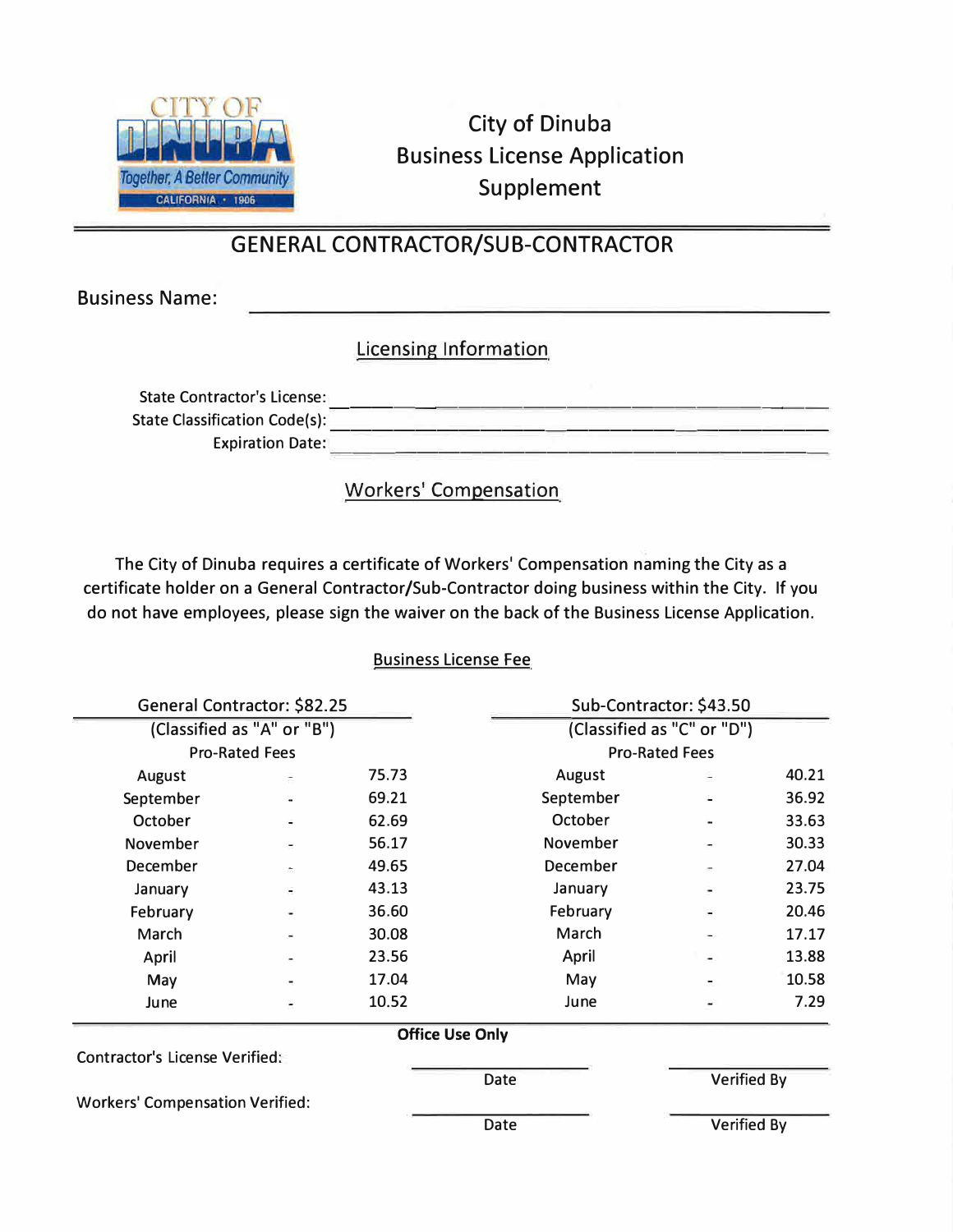City of Dinuba
Business License Application
Supplement

## GENERAL CONTRACTOR/SUB-CONTRACTOR

Business Name: ______________________________

### Licensing Information

State Contractor's License: ______________________________

State Classification Code(s): ______________________________

Expiration Date: ______________________________

### Workers' Compensation

The City of Dinuba requires a certificate of Workers' Compensation naming the City as a certificate holder on a General Contractor/Sub-Contractor doing business within the City. If you do not have employees, please sign the waiver on the back of the Business License Application.

### Business License Fee

| General Contractor: $82.25 | | | Sub-Contractor: $43.50 | | |
|---|---|---|---|---|---|
| (Classified as "A" or "B") | | | (Classified as "C" or "D") | | |
| Pro-Rated Fees | | | Pro-Rated Fees | | |
| August | - | 75.73 | August | - | 40.21 |
| September | - | 69.21 | September | - | 36.92 |
| October | - | 62.69 | October | - | 33.63 |
| November | - | 56.17 | November | - | 30.33 |
| December | - | 49.65 | December | - | 27.04 |
| January | - | 43.13 | January | - | 23.75 |
| February | - | 36.60 | February | - | 20.46 |
| March | - | 30.08 | March | - | 17.17 |
| April | - | 23.56 | April | - | 13.88 |
| May | - | 17.04 | May | - | 10.58 |
| June | - | 10.52 | June | - | 7.29 |

**Office Use Only**

Contractor's License Verified: ____________ Date ____________ Verified By

Workers' Compensation Verified: ____________ Date ____________ Verified By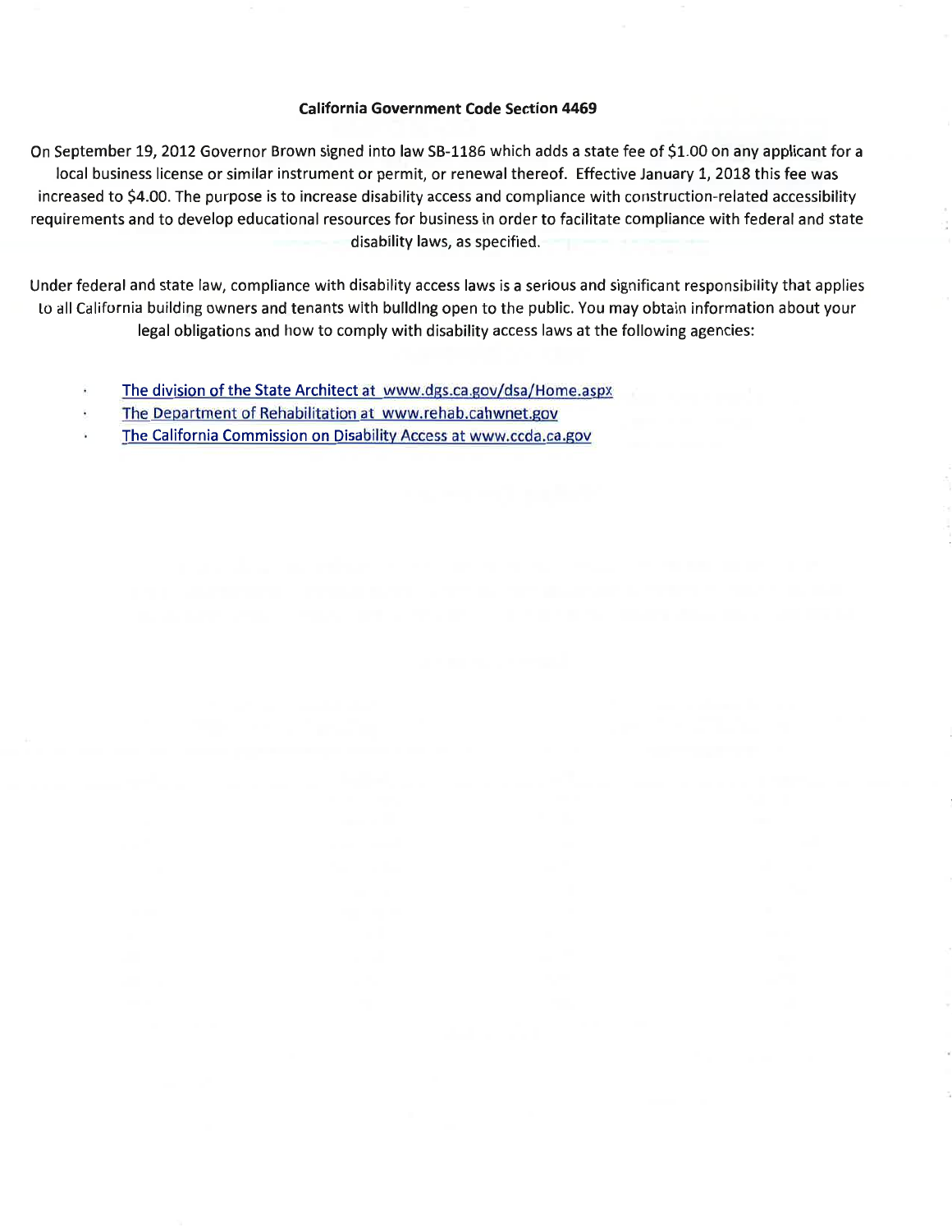**California Government Code Section 4469**

On September 19, 2012 Governor Brown signed into law SB-1186 which adds a state fee of $1.00 on any applicant for a local business license or similar instrument or permit, or renewal thereof. Effective January 1, 2018 this fee was increased to $4.00. The purpose is to increase disability access and compliance with construction-related accessibility requirements and to develop educational resources for business in order to facilitate compliance with federal and state disability laws, as specified.

Under federal and state law, compliance with disability access laws is a serious and significant responsibility that applies to all California building owners and tenants with building open to the public. You may obtain information about your legal obligations and how to comply with disability access laws at the following agencies:

- The division of the State Architect at www.dgs.ca.gov/dsa/Home.aspx
- The Department of Rehabilitation at www.rehab.cahwnet.gov
- The California Commission on Disability Access at www.ccda.ca.gov